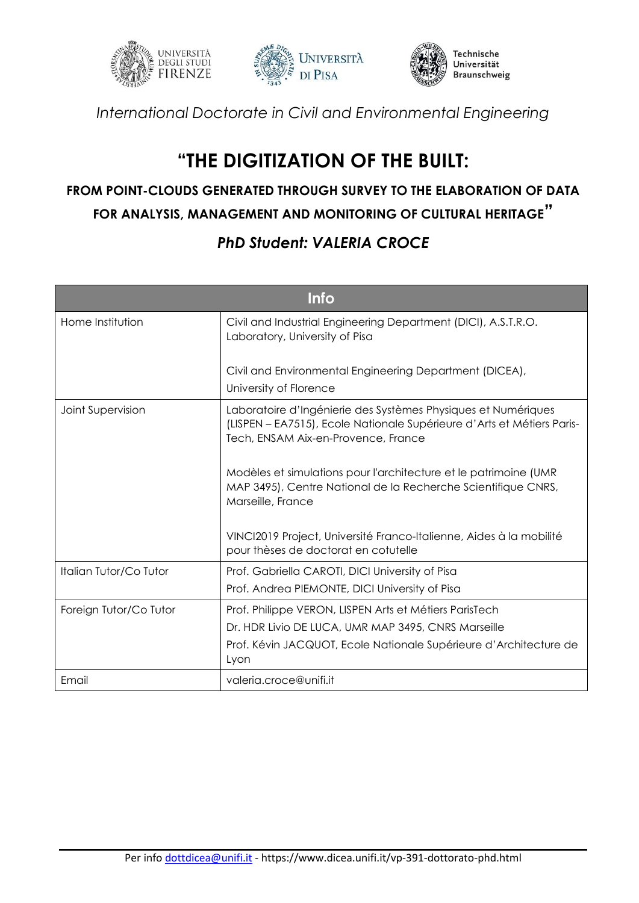UNIVERSITÀ DEGLI STUDI FIRENZE — UNIVERSITÀ DI PISA — Technische Universität Braunschweig

*International Doctorate in Civil and Environmental Engineering*

# "THE DIGITIZATION OF THE BUILT:

## FROM POINT-CLOUDS GENERATED THROUGH SURVEY TO THE ELABORATION OF DATA FOR ANALYSIS, MANAGEMENT AND MONITORING OF CULTURAL HERITAGE"

### *PhD Student: VALERIA CROCE*

| Info | |
|---|---|
| Home Institution | Civil and Industrial Engineering Department (DICI), A.S.T.R.O. Laboratory, University of Pisa<br><br>Civil and Environmental Engineering Department (DICEA), University of Florence |
| Joint Supervision | Laboratoire d'Ingénierie des Systèmes Physiques et Numériques (LISPEN – EA7515), Ecole Nationale Supérieure d'Arts et Métiers Paris-Tech, ENSAM Aix-en-Provence, France<br><br>Modèles et simulations pour l'architecture et le patrimoine (UMR MAP 3495), Centre National de la Recherche Scientifique CNRS, Marseille, France<br><br>VINCI2019 Project, Université Franco-Italienne, Aides à la mobilité pour thèses de doctorat en cotutelle |
| Italian Tutor/Co Tutor | Prof. Gabriella CAROTI, DICI University of Pisa<br>Prof. Andrea PIEMONTE, DICI University of Pisa |
| Foreign Tutor/Co Tutor | Prof. Philippe VERON, LISPEN Arts et Métiers ParisTech<br>Dr. HDR Livio DE LUCA, UMR MAP 3495, CNRS Marseille<br>Prof. Kévin JACQUOT, Ecole Nationale Supérieure d'Architecture de Lyon |
| Email | valeria.croce@unifi.it |

Per info dottdicea@unifi.it - https://www.dicea.unifi.it/vp-391-dottorato-phd.html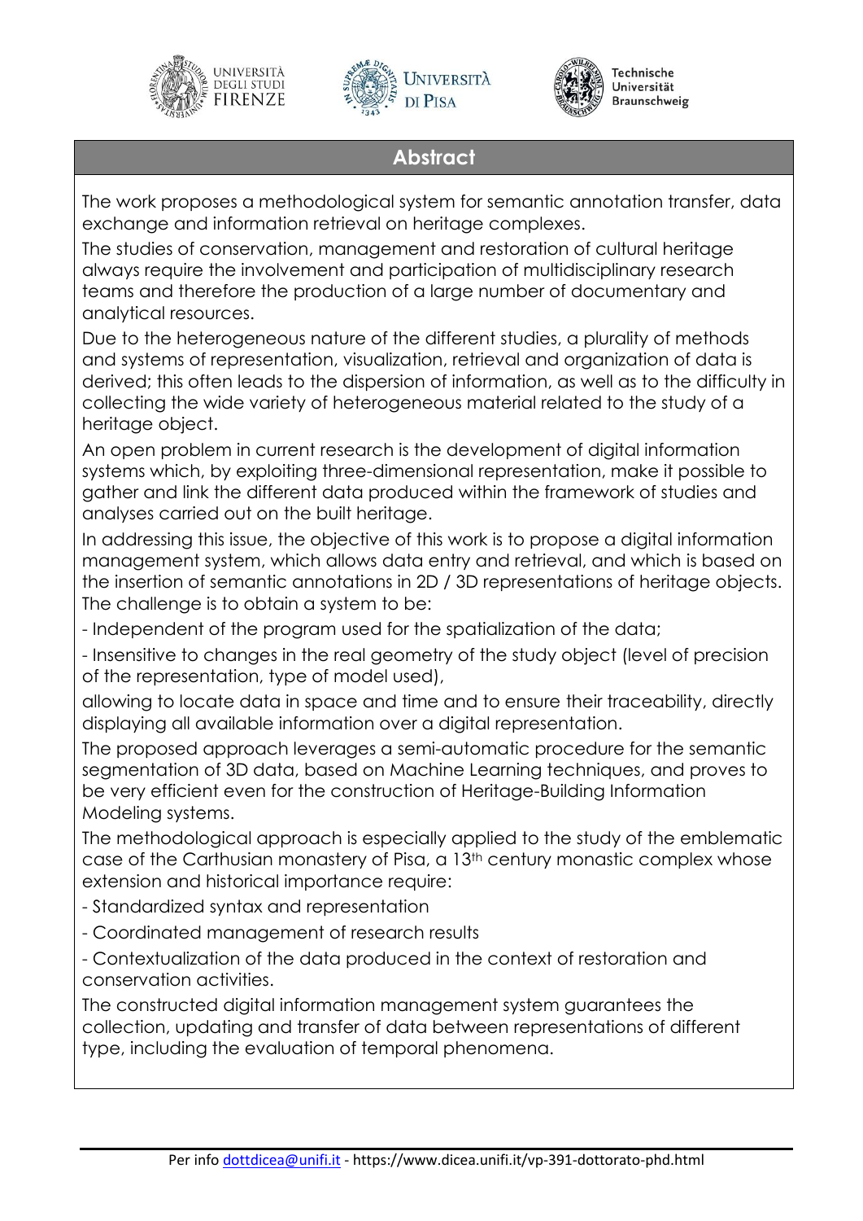## Abstract

The work proposes a methodological system for semantic annotation transfer, data exchange and information retrieval on heritage complexes.

The studies of conservation, management and restoration of cultural heritage always require the involvement and participation of multidisciplinary research teams and therefore the production of a large number of documentary and analytical resources.

Due to the heterogeneous nature of the different studies, a plurality of methods and systems of representation, visualization, retrieval and organization of data is derived; this often leads to the dispersion of information, as well as to the difficulty in collecting the wide variety of heterogeneous material related to the study of a heritage object.

An open problem in current research is the development of digital information systems which, by exploiting three-dimensional representation, make it possible to gather and link the different data produced within the framework of studies and analyses carried out on the built heritage.

In addressing this issue, the objective of this work is to propose a digital information management system, which allows data entry and retrieval, and which is based on the insertion of semantic annotations in 2D / 3D representations of heritage objects. The challenge is to obtain a system to be:

- Independent of the program used for the spatialization of the data;
- Insensitive to changes in the real geometry of the study object (level of precision of the representation, type of model used),

allowing to locate data in space and time and to ensure their traceability, directly displaying all available information over a digital representation.

The proposed approach leverages a semi-automatic procedure for the semantic segmentation of 3D data, based on Machine Learning techniques, and proves to be very efficient even for the construction of Heritage-Building Information Modeling systems.

The methodological approach is especially applied to the study of the emblematic case of the Carthusian monastery of Pisa, a 13th century monastic complex whose extension and historical importance require:

- Standardized syntax and representation
- Coordinated management of research results
- Contextualization of the data produced in the context of restoration and conservation activities.

The constructed digital information management system guarantees the collection, updating and transfer of data between representations of different type, including the evaluation of temporal phenomena.

Per info dottdicea@unifi.it - https://www.dicea.unifi.it/vp-391-dottorato-phd.html